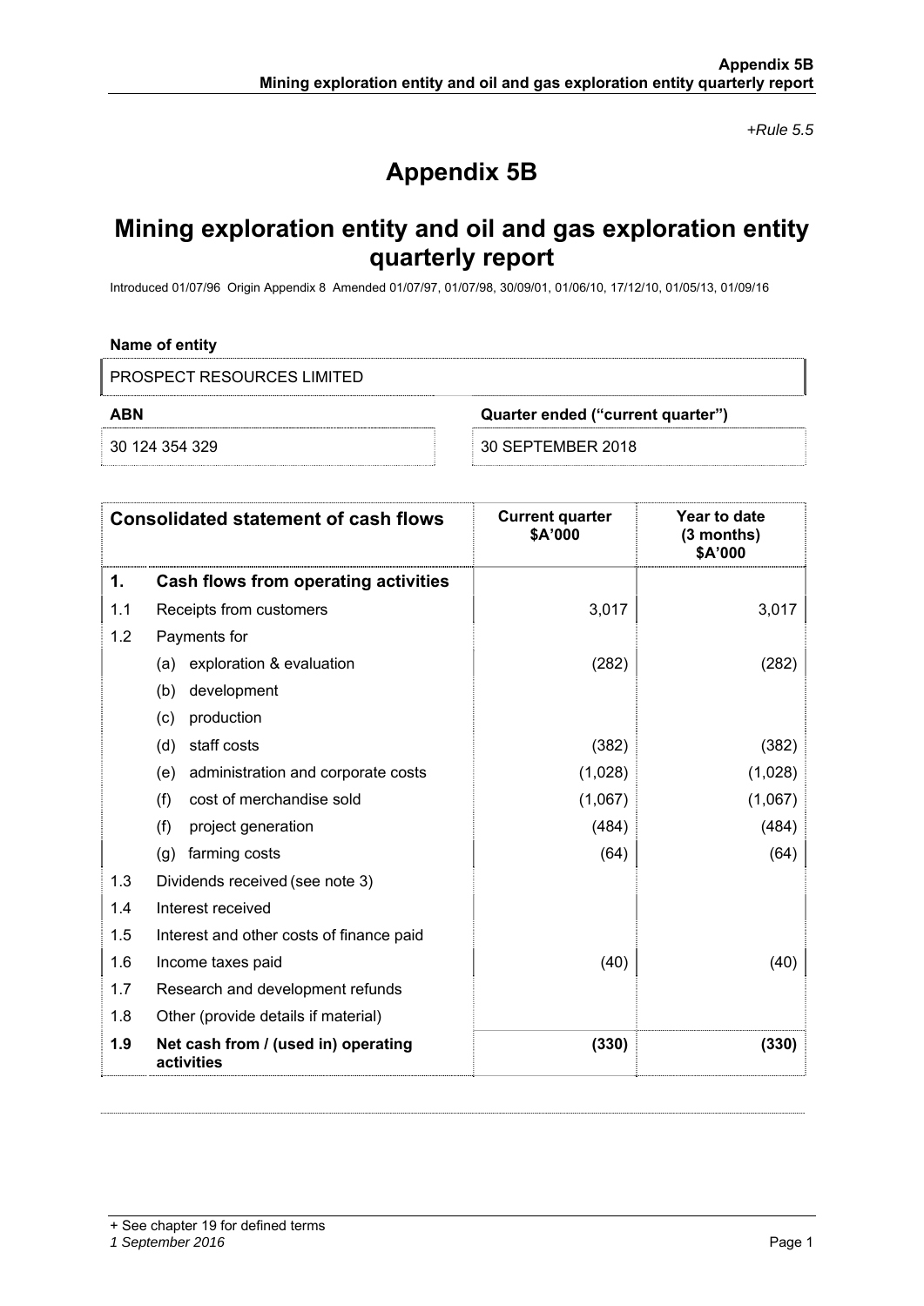+Rule 5.5

# Appendix 5B

## Mining exploration entity and oil and gas exploration entity quarterly report

Introduced 01/07/96 Origin Appendix 8 Amended 01/07/97, 01/07/98, 30/09/01, 01/06/10, 17/12/10, 01/05/13, 01/09/16

**Name of entity**

| PROSPECT RESOURCES LIMITED | |
|---|---|
| **ABN** | **Quarter ended ("current quarter")** |
| 30 124 354 329 | 30 SEPTEMBER 2018 |

| | **Consolidated statement of cash flows** | **Current quarter $A'000** | **Year to date (3 months) $A'000** |
|---|---|---|---|
| **1.** | **Cash flows from operating activities** | | |
| 1.1 | Receipts from customers | 3,017 | 3,017 |
| 1.2 | Payments for | | |
| | (a) exploration & evaluation | (282) | (282) |
| | (b) development | | |
| | (c) production | | |
| | (d) staff costs | (382) | (382) |
| | (e) administration and corporate costs | (1,028) | (1,028) |
| | (f) cost of merchandise sold | (1,067) | (1,067) |
| | (f) project generation | (484) | (484) |
| | (g) farming costs | (64) | (64) |
| 1.3 | Dividends received (see note 3) | | |
| 1.4 | Interest received | | |
| 1.5 | Interest and other costs of finance paid | | |
| 1.6 | Income taxes paid | (40) | (40) |
| 1.7 | Research and development refunds | | |
| 1.8 | Other (provide details if material) | | |
| **1.9** | **Net cash from / (used in) operating activities** | **(330)** | **(330)** |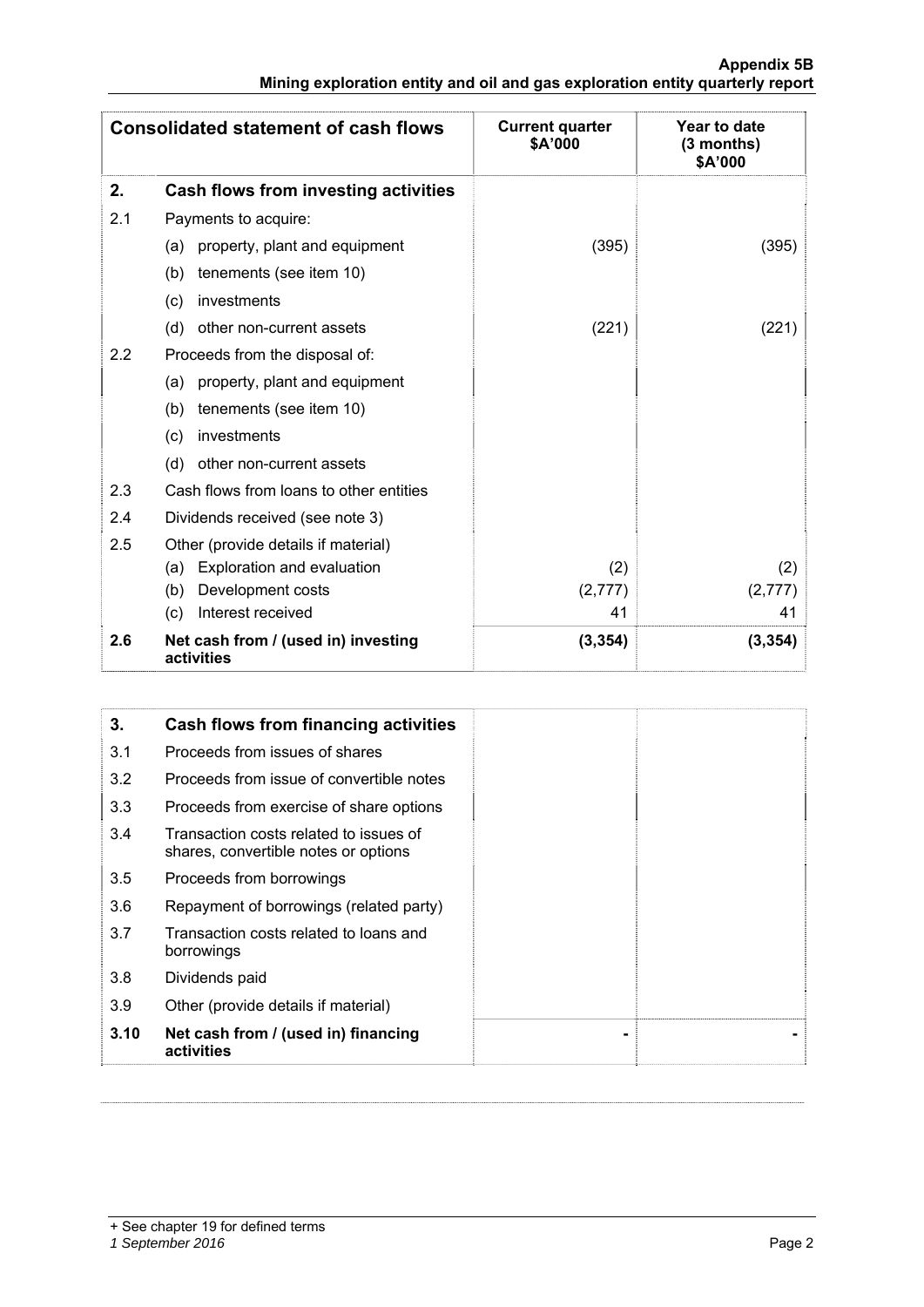| Consolidated statement of cash flows | | Current quarter $A'000 | Year to date (3 months) $A'000 |
|---|---|---|---|
| **2.** | **Cash flows from investing activities** | | |
| 2.1 | Payments to acquire: | | |
| | (a) property, plant and equipment | (395) | (395) |
| | (b) tenements (see item 10) | | |
| | (c) investments | | |
| | (d) other non-current assets | (221) | (221) |
| 2.2 | Proceeds from the disposal of: | | |
| | (a) property, plant and equipment | | |
| | (b) tenements (see item 10) | | |
| | (c) investments | | |
| | (d) other non-current assets | | |
| 2.3 | Cash flows from loans to other entities | | |
| 2.4 | Dividends received (see note 3) | | |
| 2.5 | Other (provide details if material) | | |
| | (a) Exploration and evaluation | (2) | (2) |
| | (b) Development costs | (2,777) | (2,777) |
| | (c) Interest received | 41 | 41 |
| **2.6** | **Net cash from / (used in) investing activities** | **(3,354)** | **(3,354)** |

| | | | |
|---|---|---|---|
| **3.** | **Cash flows from financing activities** | | |
| 3.1 | Proceeds from issues of shares | | |
| 3.2 | Proceeds from issue of convertible notes | | |
| 3.3 | Proceeds from exercise of share options | | |
| 3.4 | Transaction costs related to issues of shares, convertible notes or options | | |
| 3.5 | Proceeds from borrowings | | |
| 3.6 | Repayment of borrowings (related party) | | |
| 3.7 | Transaction costs related to loans and borrowings | | |
| 3.8 | Dividends paid | | |
| 3.9 | Other (provide details if material) | | |
| **3.10** | **Net cash from / (used in) financing activities** | **-** | **-** |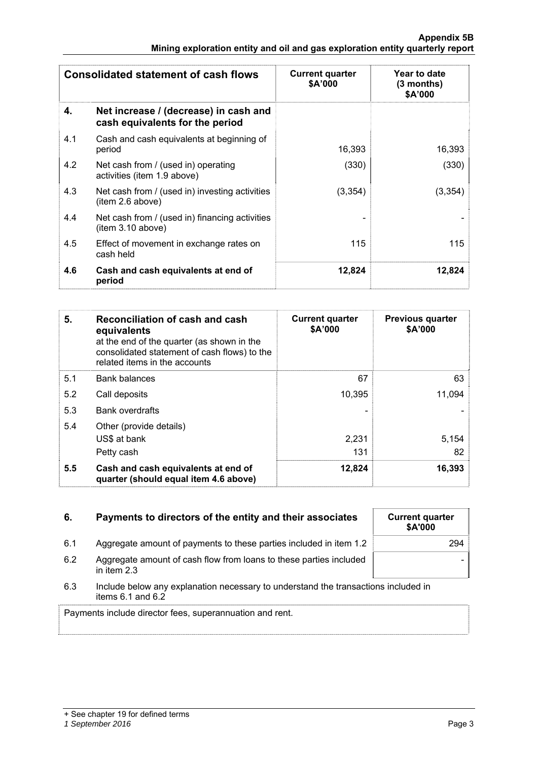| | Consolidated statement of cash flows | Current quarter $A'000 | Year to date (3 months) $A'000 |
|---|---|---|---|
| **4.** | **Net increase / (decrease) in cash and cash equivalents for the period** | | |
| 4.1 | Cash and cash equivalents at beginning of period | 16,393 | 16,393 |
| 4.2 | Net cash from / (used in) operating activities (item 1.9 above) | (330) | (330) |
| 4.3 | Net cash from / (used in) investing activities (item 2.6 above) | (3,354) | (3,354) |
| 4.4 | Net cash from / (used in) financing activities (item 3.10 above) | - | - |
| 4.5 | Effect of movement in exchange rates on cash held | 115 | 115 |
| **4.6** | **Cash and cash equivalents at end of period** | **12,824** | **12,824** |

| **5.** | **Reconciliation of cash and cash equivalents** at the end of the quarter (as shown in the consolidated statement of cash flows) to the related items in the accounts | Current quarter $A'000 | Previous quarter $A'000 |
|---|---|---|---|
| 5.1 | Bank balances | 67 | 63 |
| 5.2 | Call deposits | 10,395 | 11,094 |
| 5.3 | Bank overdrafts | - | - |
| 5.4 | Other (provide details) | | |
| | US$ at bank | 2,231 | 5,154 |
| | Petty cash | 131 | 82 |
| **5.5** | **Cash and cash equivalents at end of quarter (should equal item 4.6 above)** | **12,824** | **16,393** |

| **6.** | **Payments to directors of the entity and their associates** | Current quarter $A'000 |
|---|---|---|
| 6.1 | Aggregate amount of payments to these parties included in item 1.2 | 294 |
| 6.2 | Aggregate amount of cash flow from loans to these parties included in item 2.3 | - |

6.3 Include below any explanation necessary to understand the transactions included in items 6.1 and 6.2

Payments include director fees, superannuation and rent.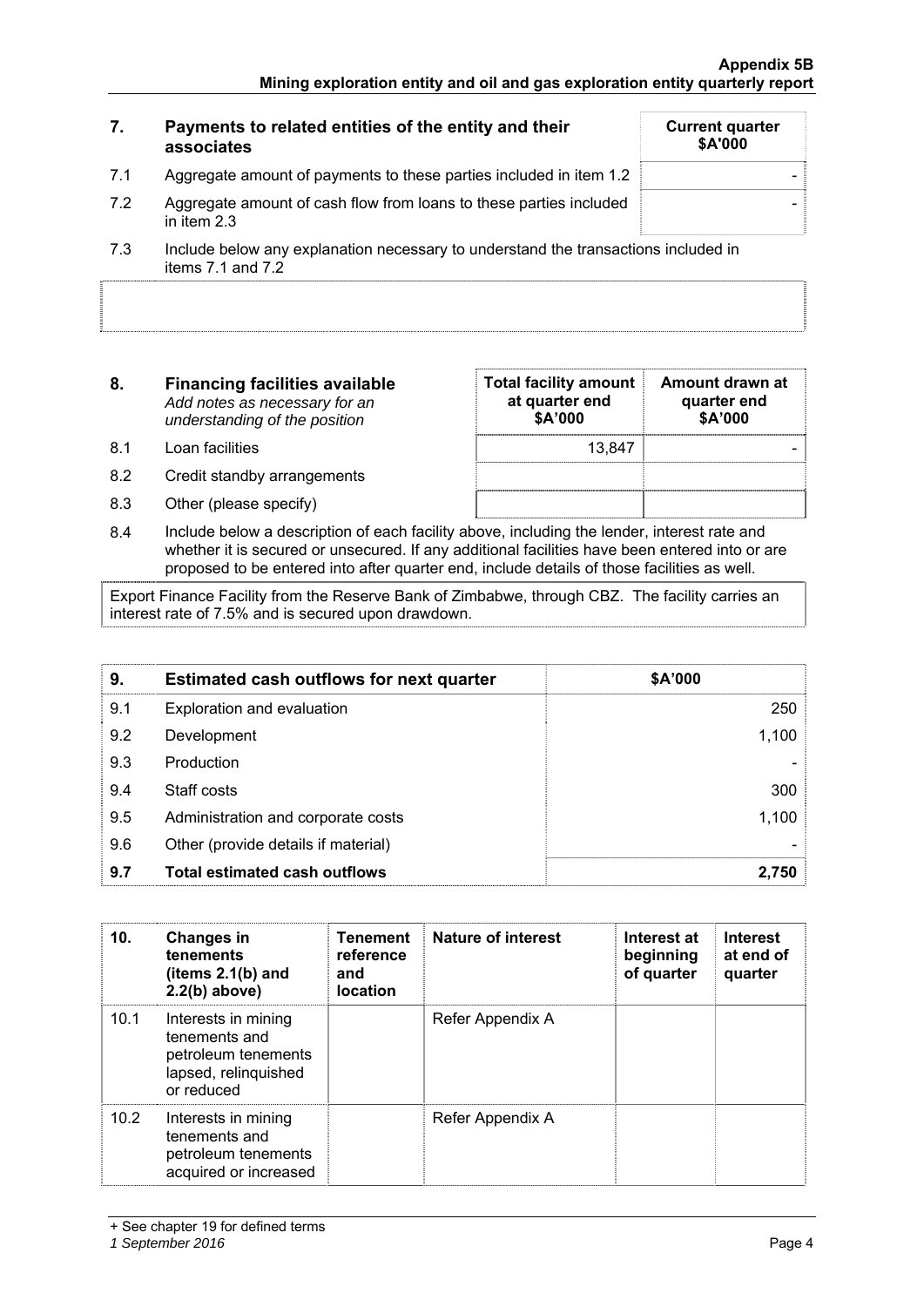| 7. | Payments to related entities of the entity and their associates | Current quarter \$A'000 |
|---|---|---|
| 7.1 | Aggregate amount of payments to these parties included in item 1.2 | - |
| 7.2 | Aggregate amount of cash flow from loans to these parties included in item 2.3 | - |

7.3 Include below any explanation necessary to understand the transactions included in items 7.1 and 7.2

| 8. | Financing facilities available<br>*Add notes as necessary for an understanding of the position* | Total facility amount at quarter end \$A'000 | Amount drawn at quarter end \$A'000 |
|---|---|---|---|
| 8.1 | Loan facilities | 13,847 | - |
| 8.2 | Credit standby arrangements | | |
| 8.3 | Other (please specify) | | |

8.4 Include below a description of each facility above, including the lender, interest rate and whether it is secured or unsecured. If any additional facilities have been entered into or are proposed to be entered into after quarter end, include details of those facilities as well.

Export Finance Facility from the Reserve Bank of Zimbabwe, through CBZ. The facility carries an interest rate of 7.5% and is secured upon drawdown.

| 9. | Estimated cash outflows for next quarter | \$A'000 |
|---|---|---|
| 9.1 | Exploration and evaluation | 250 |
| 9.2 | Development | 1,100 |
| 9.3 | Production | - |
| 9.4 | Staff costs | 300 |
| 9.5 | Administration and corporate costs | 1,100 |
| 9.6 | Other (provide details if material) | - |
| **9.7** | **Total estimated cash outflows** | **2,750** |

| 10. | Changes in tenements (items 2.1(b) and 2.2(b) above) | Tenement reference and location | Nature of interest | Interest at beginning of quarter | Interest at end of quarter |
|---|---|---|---|---|---|
| 10.1 | Interests in mining tenements and petroleum tenements lapsed, relinquished or reduced | | Refer Appendix A | | |
| 10.2 | Interests in mining tenements and petroleum tenements acquired or increased | | Refer Appendix A | | |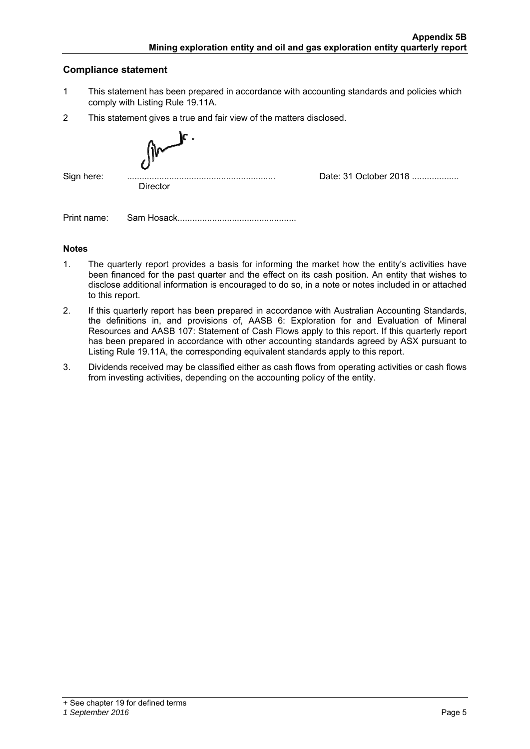## Compliance statement

1. This statement has been prepared in accordance with accounting standards and policies which comply with Listing Rule 19.11A.
2. This statement gives a true and fair view of the matters disclosed.

Sign here: ............................................................ Date: 31 October 2018 ...................
Director

Print name: Sam Hosack................................................

### Notes

1. The quarterly report provides a basis for informing the market how the entity's activities have been financed for the past quarter and the effect on its cash position. An entity that wishes to disclose additional information is encouraged to do so, in a note or notes included in or attached to this report.
2. If this quarterly report has been prepared in accordance with Australian Accounting Standards, the definitions in, and provisions of, AASB 6: Exploration for and Evaluation of Mineral Resources and AASB 107: Statement of Cash Flows apply to this report. If this quarterly report has been prepared in accordance with other accounting standards agreed by ASX pursuant to Listing Rule 19.11A, the corresponding equivalent standards apply to this report.
3. Dividends received may be classified either as cash flows from operating activities or cash flows from investing activities, depending on the accounting policy of the entity.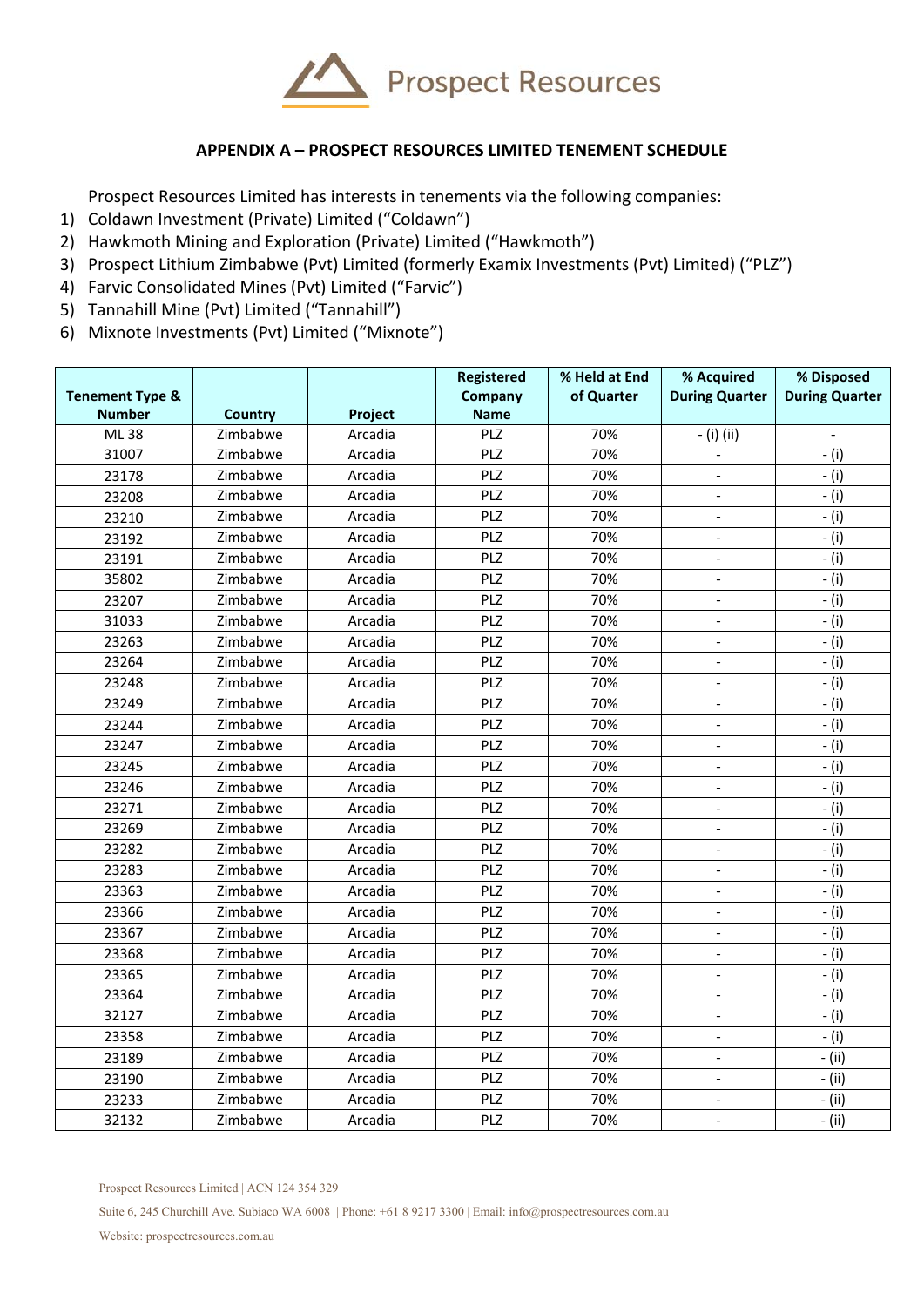## APPENDIX A – PROSPECT RESOURCES LIMITED TENEMENT SCHEDULE

Prospect Resources Limited has interests in tenements via the following companies:

1) Coldawn Investment (Private) Limited ("Coldawn")
2) Hawkmoth Mining and Exploration (Private) Limited ("Hawkmoth")
3) Prospect Lithium Zimbabwe (Pvt) Limited (formerly Examix Investments (Pvt) Limited) ("PLZ")
4) Farvic Consolidated Mines (Pvt) Limited ("Farvic")
5) Tannahill Mine (Pvt) Limited ("Tannahill")
6) Mixnote Investments (Pvt) Limited ("Mixnote")

| Tenement Type & Number | Country | Project | Registered Company Name | % Held at End of Quarter | % Acquired During Quarter | % Disposed During Quarter |
|---|---|---|---|---|---|---|
| ML 38 | Zimbabwe | Arcadia | PLZ | 70% | - (i) (ii) | - |
| 31007 | Zimbabwe | Arcadia | PLZ | 70% | - | - (i) |
| 23178 | Zimbabwe | Arcadia | PLZ | 70% | - | - (i) |
| 23208 | Zimbabwe | Arcadia | PLZ | 70% | - | - (i) |
| 23210 | Zimbabwe | Arcadia | PLZ | 70% | - | - (i) |
| 23192 | Zimbabwe | Arcadia | PLZ | 70% | - | - (i) |
| 23191 | Zimbabwe | Arcadia | PLZ | 70% | - | - (i) |
| 35802 | Zimbabwe | Arcadia | PLZ | 70% | - | - (i) |
| 23207 | Zimbabwe | Arcadia | PLZ | 70% | - | - (i) |
| 31033 | Zimbabwe | Arcadia | PLZ | 70% | - | - (i) |
| 23263 | Zimbabwe | Arcadia | PLZ | 70% | - | - (i) |
| 23264 | Zimbabwe | Arcadia | PLZ | 70% | - | - (i) |
| 23248 | Zimbabwe | Arcadia | PLZ | 70% | - | - (i) |
| 23249 | Zimbabwe | Arcadia | PLZ | 70% | - | - (i) |
| 23244 | Zimbabwe | Arcadia | PLZ | 70% | - | - (i) |
| 23247 | Zimbabwe | Arcadia | PLZ | 70% | - | - (i) |
| 23245 | Zimbabwe | Arcadia | PLZ | 70% | - | - (i) |
| 23246 | Zimbabwe | Arcadia | PLZ | 70% | - | - (i) |
| 23271 | Zimbabwe | Arcadia | PLZ | 70% | - | - (i) |
| 23269 | Zimbabwe | Arcadia | PLZ | 70% | - | - (i) |
| 23282 | Zimbabwe | Arcadia | PLZ | 70% | - | - (i) |
| 23283 | Zimbabwe | Arcadia | PLZ | 70% | - | - (i) |
| 23363 | Zimbabwe | Arcadia | PLZ | 70% | - | - (i) |
| 23366 | Zimbabwe | Arcadia | PLZ | 70% | - | - (i) |
| 23367 | Zimbabwe | Arcadia | PLZ | 70% | - | - (i) |
| 23368 | Zimbabwe | Arcadia | PLZ | 70% | - | - (i) |
| 23365 | Zimbabwe | Arcadia | PLZ | 70% | - | - (i) |
| 23364 | Zimbabwe | Arcadia | PLZ | 70% | - | - (i) |
| 32127 | Zimbabwe | Arcadia | PLZ | 70% | - | - (i) |
| 23358 | Zimbabwe | Arcadia | PLZ | 70% | - | - (i) |
| 23189 | Zimbabwe | Arcadia | PLZ | 70% | - | - (ii) |
| 23190 | Zimbabwe | Arcadia | PLZ | 70% | - | - (ii) |
| 23233 | Zimbabwe | Arcadia | PLZ | 70% | - | - (ii) |
| 32132 | Zimbabwe | Arcadia | PLZ | 70% | - | - (ii) |

Prospect Resources Limited | ACN 124 354 329

Suite 6, 245 Churchill Ave. Subiaco WA 6008 | Phone: +61 8 9217 3300 | Email: info@prospectresources.com.au

Website: prospectresources.com.au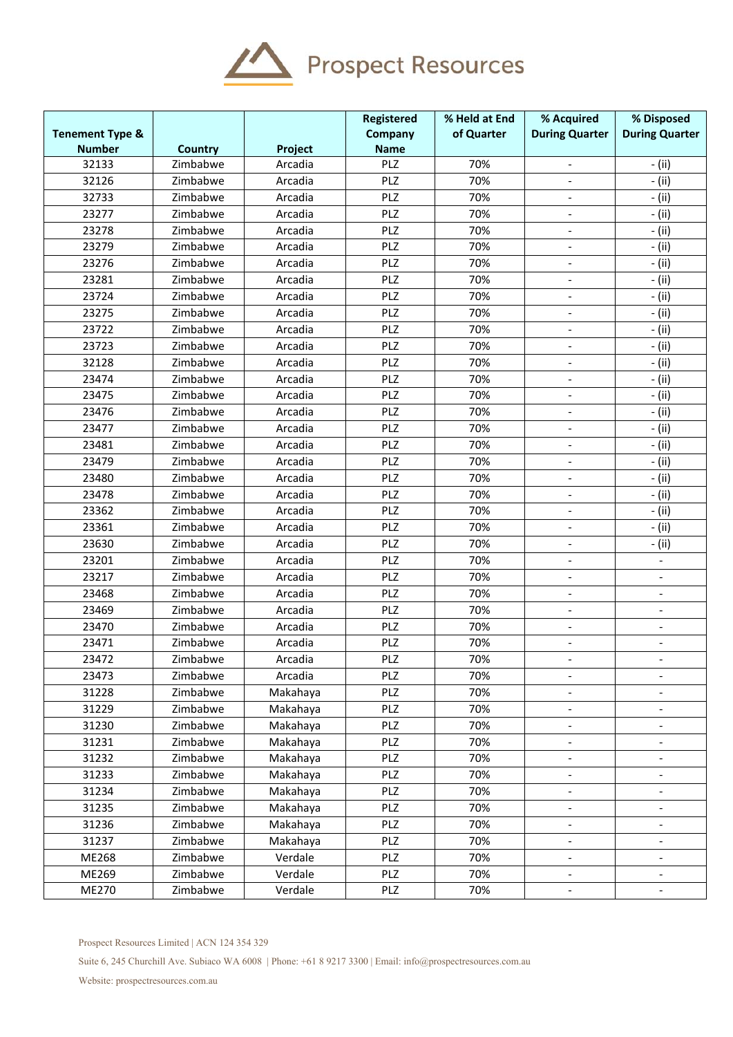| Tenement Type & Number | Country | Project | Registered Company Name | % Held at End of Quarter | % Acquired During Quarter | % Disposed During Quarter |
|---|---|---|---|---|---|---|
| 32133 | Zimbabwe | Arcadia | PLZ | 70% | - | - (ii) |
| 32126 | Zimbabwe | Arcadia | PLZ | 70% | - | - (ii) |
| 32733 | Zimbabwe | Arcadia | PLZ | 70% | - | - (ii) |
| 23277 | Zimbabwe | Arcadia | PLZ | 70% | - | - (ii) |
| 23278 | Zimbabwe | Arcadia | PLZ | 70% | - | - (ii) |
| 23279 | Zimbabwe | Arcadia | PLZ | 70% | - | - (ii) |
| 23276 | Zimbabwe | Arcadia | PLZ | 70% | - | - (ii) |
| 23281 | Zimbabwe | Arcadia | PLZ | 70% | - | - (ii) |
| 23724 | Zimbabwe | Arcadia | PLZ | 70% | - | - (ii) |
| 23275 | Zimbabwe | Arcadia | PLZ | 70% | - | - (ii) |
| 23722 | Zimbabwe | Arcadia | PLZ | 70% | - | - (ii) |
| 23723 | Zimbabwe | Arcadia | PLZ | 70% | - | - (ii) |
| 32128 | Zimbabwe | Arcadia | PLZ | 70% | - | - (ii) |
| 23474 | Zimbabwe | Arcadia | PLZ | 70% | - | - (ii) |
| 23475 | Zimbabwe | Arcadia | PLZ | 70% | - | - (ii) |
| 23476 | Zimbabwe | Arcadia | PLZ | 70% | - | - (ii) |
| 23477 | Zimbabwe | Arcadia | PLZ | 70% | - | - (ii) |
| 23481 | Zimbabwe | Arcadia | PLZ | 70% | - | - (ii) |
| 23479 | Zimbabwe | Arcadia | PLZ | 70% | - | - (ii) |
| 23480 | Zimbabwe | Arcadia | PLZ | 70% | - | - (ii) |
| 23478 | Zimbabwe | Arcadia | PLZ | 70% | - | - (ii) |
| 23362 | Zimbabwe | Arcadia | PLZ | 70% | - | - (ii) |
| 23361 | Zimbabwe | Arcadia | PLZ | 70% | - | - (ii) |
| 23630 | Zimbabwe | Arcadia | PLZ | 70% | - | - (ii) |
| 23201 | Zimbabwe | Arcadia | PLZ | 70% | - | - |
| 23217 | Zimbabwe | Arcadia | PLZ | 70% | - | - |
| 23468 | Zimbabwe | Arcadia | PLZ | 70% | - | - |
| 23469 | Zimbabwe | Arcadia | PLZ | 70% | - | - |
| 23470 | Zimbabwe | Arcadia | PLZ | 70% | - | - |
| 23471 | Zimbabwe | Arcadia | PLZ | 70% | - | - |
| 23472 | Zimbabwe | Arcadia | PLZ | 70% | - | - |
| 23473 | Zimbabwe | Arcadia | PLZ | 70% | - | - |
| 31228 | Zimbabwe | Makahaya | PLZ | 70% | - | - |
| 31229 | Zimbabwe | Makahaya | PLZ | 70% | - | - |
| 31230 | Zimbabwe | Makahaya | PLZ | 70% | - | - |
| 31231 | Zimbabwe | Makahaya | PLZ | 70% | - | - |
| 31232 | Zimbabwe | Makahaya | PLZ | 70% | - | - |
| 31233 | Zimbabwe | Makahaya | PLZ | 70% | - | - |
| 31234 | Zimbabwe | Makahaya | PLZ | 70% | - | - |
| 31235 | Zimbabwe | Makahaya | PLZ | 70% | - | - |
| 31236 | Zimbabwe | Makahaya | PLZ | 70% | - | - |
| 31237 | Zimbabwe | Makahaya | PLZ | 70% | - | - |
| ME268 | Zimbabwe | Verdale | PLZ | 70% | - | - |
| ME269 | Zimbabwe | Verdale | PLZ | 70% | - | - |
| ME270 | Zimbabwe | Verdale | PLZ | 70% | - | - |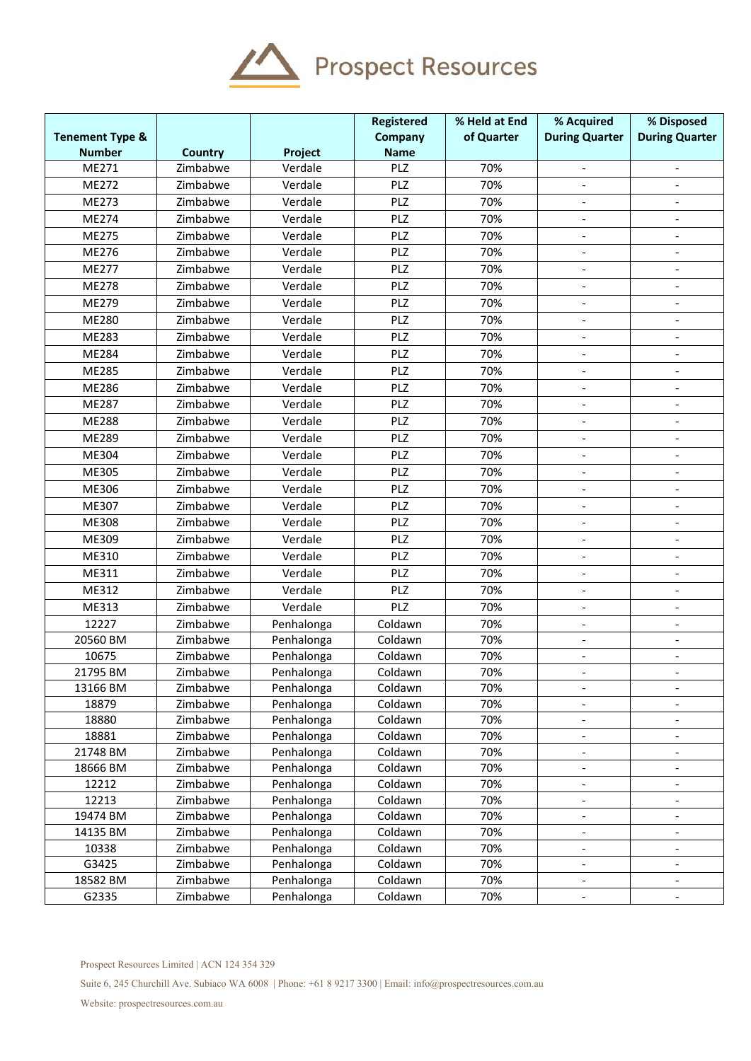| Tenement Type & Number | Country | Project | Registered Company Name | % Held at End of Quarter | % Acquired During Quarter | % Disposed During Quarter |
|---|---|---|---|---|---|---|
| ME271 | Zimbabwe | Verdale | PLZ | 70% | - | - |
| ME272 | Zimbabwe | Verdale | PLZ | 70% | - | - |
| ME273 | Zimbabwe | Verdale | PLZ | 70% | - | - |
| ME274 | Zimbabwe | Verdale | PLZ | 70% | - | - |
| ME275 | Zimbabwe | Verdale | PLZ | 70% | - | - |
| ME276 | Zimbabwe | Verdale | PLZ | 70% | - | - |
| ME277 | Zimbabwe | Verdale | PLZ | 70% | - | - |
| ME278 | Zimbabwe | Verdale | PLZ | 70% | - | - |
| ME279 | Zimbabwe | Verdale | PLZ | 70% | - | - |
| ME280 | Zimbabwe | Verdale | PLZ | 70% | - | - |
| ME283 | Zimbabwe | Verdale | PLZ | 70% | - | - |
| ME284 | Zimbabwe | Verdale | PLZ | 70% | - | - |
| ME285 | Zimbabwe | Verdale | PLZ | 70% | - | - |
| ME286 | Zimbabwe | Verdale | PLZ | 70% | - | - |
| ME287 | Zimbabwe | Verdale | PLZ | 70% | - | - |
| ME288 | Zimbabwe | Verdale | PLZ | 70% | - | - |
| ME289 | Zimbabwe | Verdale | PLZ | 70% | - | - |
| ME304 | Zimbabwe | Verdale | PLZ | 70% | - | - |
| ME305 | Zimbabwe | Verdale | PLZ | 70% | - | - |
| ME306 | Zimbabwe | Verdale | PLZ | 70% | - | - |
| ME307 | Zimbabwe | Verdale | PLZ | 70% | - | - |
| ME308 | Zimbabwe | Verdale | PLZ | 70% | - | - |
| ME309 | Zimbabwe | Verdale | PLZ | 70% | - | - |
| ME310 | Zimbabwe | Verdale | PLZ | 70% | - | - |
| ME311 | Zimbabwe | Verdale | PLZ | 70% | - | - |
| ME312 | Zimbabwe | Verdale | PLZ | 70% | - | - |
| ME313 | Zimbabwe | Verdale | PLZ | 70% | - | - |
| 12227 | Zimbabwe | Penhalonga | Coldawn | 70% | - | - |
| 20560 BM | Zimbabwe | Penhalonga | Coldawn | 70% | - | - |
| 10675 | Zimbabwe | Penhalonga | Coldawn | 70% | - | - |
| 21795 BM | Zimbabwe | Penhalonga | Coldawn | 70% | - | - |
| 13166 BM | Zimbabwe | Penhalonga | Coldawn | 70% | - | - |
| 18879 | Zimbabwe | Penhalonga | Coldawn | 70% | - | - |
| 18880 | Zimbabwe | Penhalonga | Coldawn | 70% | - | - |
| 18881 | Zimbabwe | Penhalonga | Coldawn | 70% | - | - |
| 21748 BM | Zimbabwe | Penhalonga | Coldawn | 70% | - | - |
| 18666 BM | Zimbabwe | Penhalonga | Coldawn | 70% | - | - |
| 12212 | Zimbabwe | Penhalonga | Coldawn | 70% | - | - |
| 12213 | Zimbabwe | Penhalonga | Coldawn | 70% | - | - |
| 19474 BM | Zimbabwe | Penhalonga | Coldawn | 70% | - | - |
| 14135 BM | Zimbabwe | Penhalonga | Coldawn | 70% | - | - |
| 10338 | Zimbabwe | Penhalonga | Coldawn | 70% | - | - |
| G3425 | Zimbabwe | Penhalonga | Coldawn | 70% | - | - |
| 18582 BM | Zimbabwe | Penhalonga | Coldawn | 70% | - | - |
| G2335 | Zimbabwe | Penhalonga | Coldawn | 70% | - | - |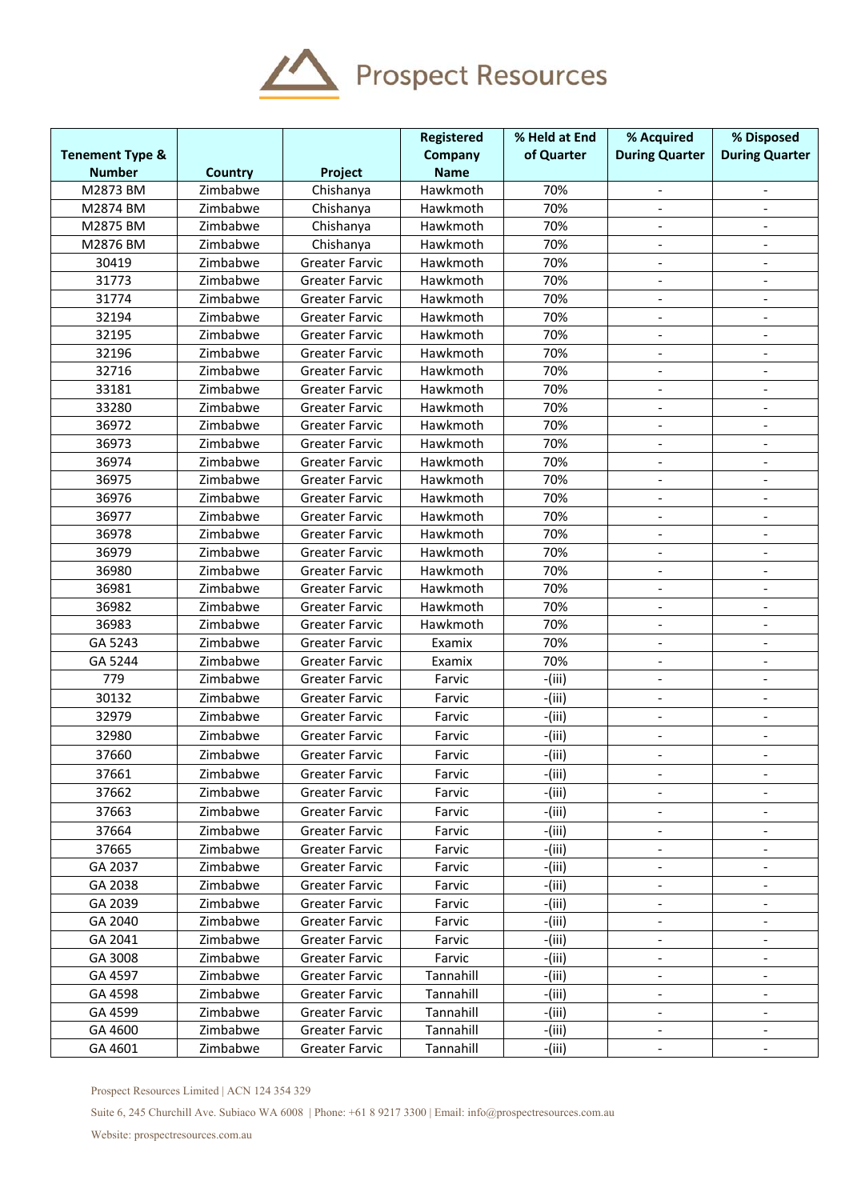| Tenement Type & Number | Country | Project | Registered Company Name | % Held at End of Quarter | % Acquired During Quarter | % Disposed During Quarter |
|---|---|---|---|---|---|---|
| M2873 BM | Zimbabwe | Chishanya | Hawkmoth | 70% | - | - |
| M2874 BM | Zimbabwe | Chishanya | Hawkmoth | 70% | - | - |
| M2875 BM | Zimbabwe | Chishanya | Hawkmoth | 70% | - | - |
| M2876 BM | Zimbabwe | Chishanya | Hawkmoth | 70% | - | - |
| 30419 | Zimbabwe | Greater Farvic | Hawkmoth | 70% | - | - |
| 31773 | Zimbabwe | Greater Farvic | Hawkmoth | 70% | - | - |
| 31774 | Zimbabwe | Greater Farvic | Hawkmoth | 70% | - | - |
| 32194 | Zimbabwe | Greater Farvic | Hawkmoth | 70% | - | - |
| 32195 | Zimbabwe | Greater Farvic | Hawkmoth | 70% | - | - |
| 32196 | Zimbabwe | Greater Farvic | Hawkmoth | 70% | - | - |
| 32716 | Zimbabwe | Greater Farvic | Hawkmoth | 70% | - | - |
| 33181 | Zimbabwe | Greater Farvic | Hawkmoth | 70% | - | - |
| 33280 | Zimbabwe | Greater Farvic | Hawkmoth | 70% | - | - |
| 36972 | Zimbabwe | Greater Farvic | Hawkmoth | 70% | - | - |
| 36973 | Zimbabwe | Greater Farvic | Hawkmoth | 70% | - | - |
| 36974 | Zimbabwe | Greater Farvic | Hawkmoth | 70% | - | - |
| 36975 | Zimbabwe | Greater Farvic | Hawkmoth | 70% | - | - |
| 36976 | Zimbabwe | Greater Farvic | Hawkmoth | 70% | - | - |
| 36977 | Zimbabwe | Greater Farvic | Hawkmoth | 70% | - | - |
| 36978 | Zimbabwe | Greater Farvic | Hawkmoth | 70% | - | - |
| 36979 | Zimbabwe | Greater Farvic | Hawkmoth | 70% | - | - |
| 36980 | Zimbabwe | Greater Farvic | Hawkmoth | 70% | - | - |
| 36981 | Zimbabwe | Greater Farvic | Hawkmoth | 70% | - | - |
| 36982 | Zimbabwe | Greater Farvic | Hawkmoth | 70% | - | - |
| 36983 | Zimbabwe | Greater Farvic | Hawkmoth | 70% | - | - |
| GA 5243 | Zimbabwe | Greater Farvic | Examix | 70% | - | - |
| GA 5244 | Zimbabwe | Greater Farvic | Examix | 70% | - | - |
| 779 | Zimbabwe | Greater Farvic | Farvic | -(iii) | - | - |
| 30132 | Zimbabwe | Greater Farvic | Farvic | -(iii) | - | - |
| 32979 | Zimbabwe | Greater Farvic | Farvic | -(iii) | - | - |
| 32980 | Zimbabwe | Greater Farvic | Farvic | -(iii) | - | - |
| 37660 | Zimbabwe | Greater Farvic | Farvic | -(iii) | - | - |
| 37661 | Zimbabwe | Greater Farvic | Farvic | -(iii) | - | - |
| 37662 | Zimbabwe | Greater Farvic | Farvic | -(iii) | - | - |
| 37663 | Zimbabwe | Greater Farvic | Farvic | -(iii) | - | - |
| 37664 | Zimbabwe | Greater Farvic | Farvic | -(iii) | - | - |
| 37665 | Zimbabwe | Greater Farvic | Farvic | -(iii) | - | - |
| GA 2037 | Zimbabwe | Greater Farvic | Farvic | -(iii) | - | - |
| GA 2038 | Zimbabwe | Greater Farvic | Farvic | -(iii) | - | - |
| GA 2039 | Zimbabwe | Greater Farvic | Farvic | -(iii) | - | - |
| GA 2040 | Zimbabwe | Greater Farvic | Farvic | -(iii) | - | - |
| GA 2041 | Zimbabwe | Greater Farvic | Farvic | -(iii) | - | - |
| GA 3008 | Zimbabwe | Greater Farvic | Farvic | -(iii) | - | - |
| GA 4597 | Zimbabwe | Greater Farvic | Tannahill | -(iii) | - | - |
| GA 4598 | Zimbabwe | Greater Farvic | Tannahill | -(iii) | - | - |
| GA 4599 | Zimbabwe | Greater Farvic | Tannahill | -(iii) | - | - |
| GA 4600 | Zimbabwe | Greater Farvic | Tannahill | -(iii) | - | - |
| GA 4601 | Zimbabwe | Greater Farvic | Tannahill | -(iii) | - | - |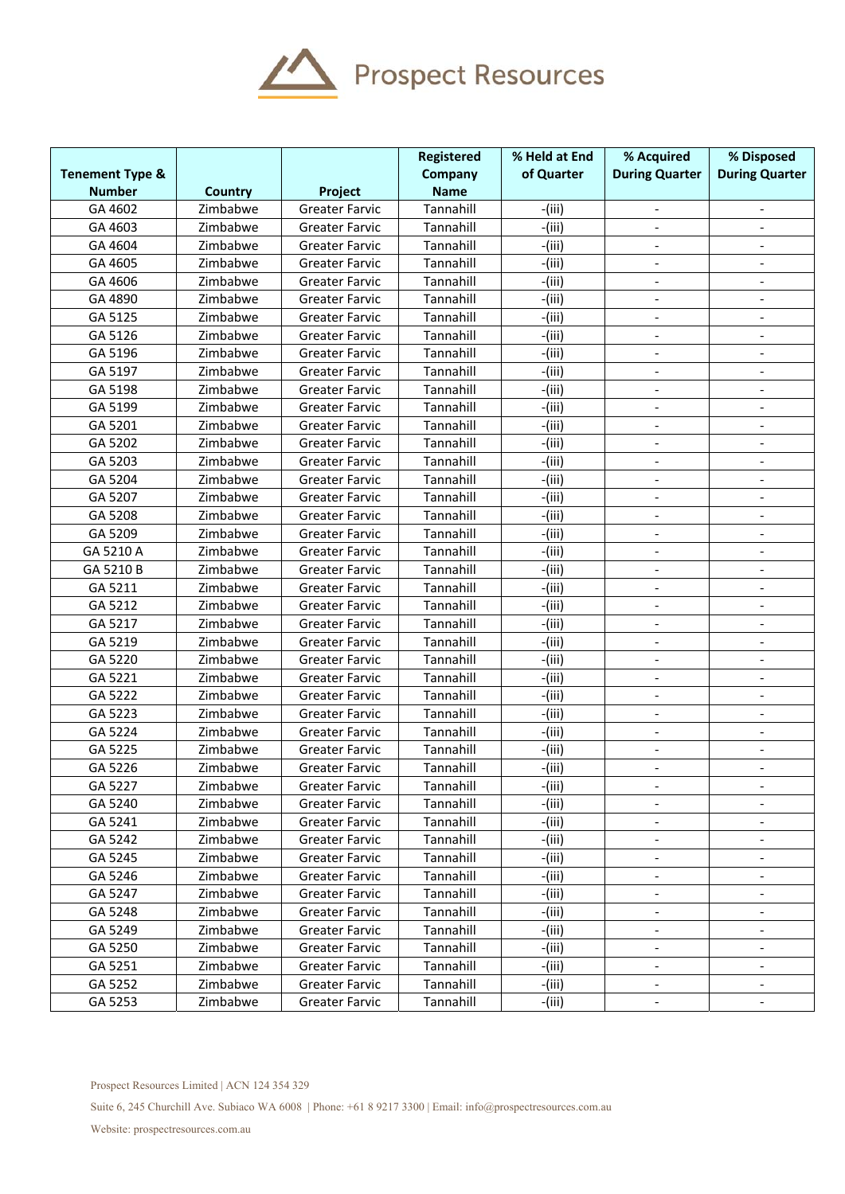| Tenement Type & Number | Country | Project | Registered Company Name | % Held at End of Quarter | % Acquired During Quarter | % Disposed During Quarter |
|---|---|---|---|---|---|---|
| GA 4602 | Zimbabwe | Greater Farvic | Tannahill | -(iii) | - | - |
| GA 4603 | Zimbabwe | Greater Farvic | Tannahill | -(iii) | - | - |
| GA 4604 | Zimbabwe | Greater Farvic | Tannahill | -(iii) | - | - |
| GA 4605 | Zimbabwe | Greater Farvic | Tannahill | -(iii) | - | - |
| GA 4606 | Zimbabwe | Greater Farvic | Tannahill | -(iii) | - | - |
| GA 4890 | Zimbabwe | Greater Farvic | Tannahill | -(iii) | - | - |
| GA 5125 | Zimbabwe | Greater Farvic | Tannahill | -(iii) | - | - |
| GA 5126 | Zimbabwe | Greater Farvic | Tannahill | -(iii) | - | - |
| GA 5196 | Zimbabwe | Greater Farvic | Tannahill | -(iii) | - | - |
| GA 5197 | Zimbabwe | Greater Farvic | Tannahill | -(iii) | - | - |
| GA 5198 | Zimbabwe | Greater Farvic | Tannahill | -(iii) | - | - |
| GA 5199 | Zimbabwe | Greater Farvic | Tannahill | -(iii) | - | - |
| GA 5201 | Zimbabwe | Greater Farvic | Tannahill | -(iii) | - | - |
| GA 5202 | Zimbabwe | Greater Farvic | Tannahill | -(iii) | - | - |
| GA 5203 | Zimbabwe | Greater Farvic | Tannahill | -(iii) | - | - |
| GA 5204 | Zimbabwe | Greater Farvic | Tannahill | -(iii) | - | - |
| GA 5207 | Zimbabwe | Greater Farvic | Tannahill | -(iii) | - | - |
| GA 5208 | Zimbabwe | Greater Farvic | Tannahill | -(iii) | - | - |
| GA 5209 | Zimbabwe | Greater Farvic | Tannahill | -(iii) | - | - |
| GA 5210 A | Zimbabwe | Greater Farvic | Tannahill | -(iii) | - | - |
| GA 5210 B | Zimbabwe | Greater Farvic | Tannahill | -(iii) | - | - |
| GA 5211 | Zimbabwe | Greater Farvic | Tannahill | -(iii) | - | - |
| GA 5212 | Zimbabwe | Greater Farvic | Tannahill | -(iii) | - | - |
| GA 5217 | Zimbabwe | Greater Farvic | Tannahill | -(iii) | - | - |
| GA 5219 | Zimbabwe | Greater Farvic | Tannahill | -(iii) | - | - |
| GA 5220 | Zimbabwe | Greater Farvic | Tannahill | -(iii) | - | - |
| GA 5221 | Zimbabwe | Greater Farvic | Tannahill | -(iii) | - | - |
| GA 5222 | Zimbabwe | Greater Farvic | Tannahill | -(iii) | - | - |
| GA 5223 | Zimbabwe | Greater Farvic | Tannahill | -(iii) | - | - |
| GA 5224 | Zimbabwe | Greater Farvic | Tannahill | -(iii) | - | - |
| GA 5225 | Zimbabwe | Greater Farvic | Tannahill | -(iii) | - | - |
| GA 5226 | Zimbabwe | Greater Farvic | Tannahill | -(iii) | - | - |
| GA 5227 | Zimbabwe | Greater Farvic | Tannahill | -(iii) | - | - |
| GA 5240 | Zimbabwe | Greater Farvic | Tannahill | -(iii) | - | - |
| GA 5241 | Zimbabwe | Greater Farvic | Tannahill | -(iii) | - | - |
| GA 5242 | Zimbabwe | Greater Farvic | Tannahill | -(iii) | - | - |
| GA 5245 | Zimbabwe | Greater Farvic | Tannahill | -(iii) | - | - |
| GA 5246 | Zimbabwe | Greater Farvic | Tannahill | -(iii) | - | - |
| GA 5247 | Zimbabwe | Greater Farvic | Tannahill | -(iii) | - | - |
| GA 5248 | Zimbabwe | Greater Farvic | Tannahill | -(iii) | - | - |
| GA 5249 | Zimbabwe | Greater Farvic | Tannahill | -(iii) | - | - |
| GA 5250 | Zimbabwe | Greater Farvic | Tannahill | -(iii) | - | - |
| GA 5251 | Zimbabwe | Greater Farvic | Tannahill | -(iii) | - | - |
| GA 5252 | Zimbabwe | Greater Farvic | Tannahill | -(iii) | - | - |
| GA 5253 | Zimbabwe | Greater Farvic | Tannahill | -(iii) | - | - |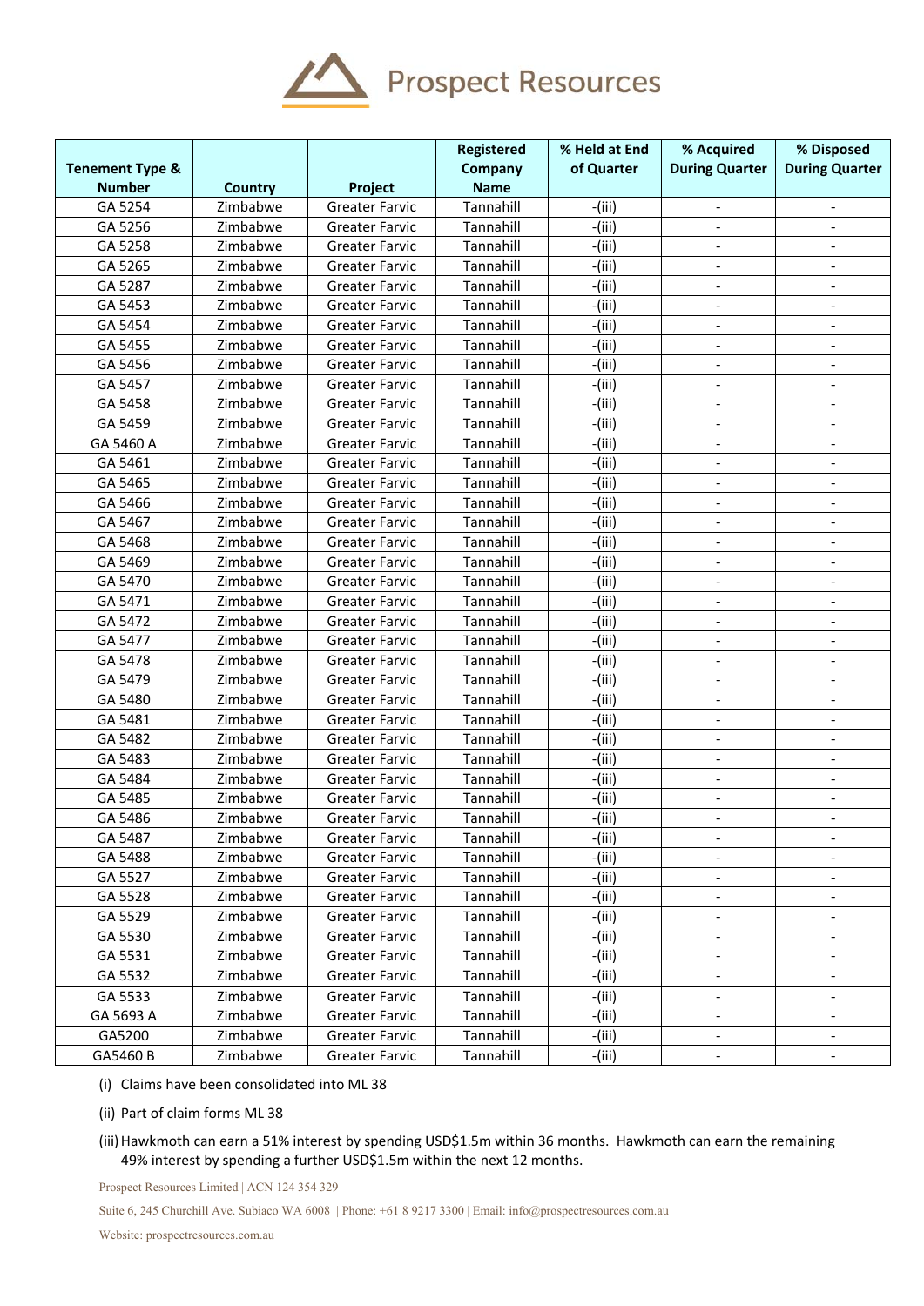| Tenement Type & Number | Country | Project | Registered Company Name | % Held at End of Quarter | % Acquired During Quarter | % Disposed During Quarter |
|---|---|---|---|---|---|---|
| GA 5254 | Zimbabwe | Greater Farvic | Tannahill | -(iii) | - | - |
| GA 5256 | Zimbabwe | Greater Farvic | Tannahill | -(iii) | - | - |
| GA 5258 | Zimbabwe | Greater Farvic | Tannahill | -(iii) | - | - |
| GA 5265 | Zimbabwe | Greater Farvic | Tannahill | -(iii) | - | - |
| GA 5287 | Zimbabwe | Greater Farvic | Tannahill | -(iii) | - | - |
| GA 5453 | Zimbabwe | Greater Farvic | Tannahill | -(iii) | - | - |
| GA 5454 | Zimbabwe | Greater Farvic | Tannahill | -(iii) | - | - |
| GA 5455 | Zimbabwe | Greater Farvic | Tannahill | -(iii) | - | - |
| GA 5456 | Zimbabwe | Greater Farvic | Tannahill | -(iii) | - | - |
| GA 5457 | Zimbabwe | Greater Farvic | Tannahill | -(iii) | - | - |
| GA 5458 | Zimbabwe | Greater Farvic | Tannahill | -(iii) | - | - |
| GA 5459 | Zimbabwe | Greater Farvic | Tannahill | -(iii) | - | - |
| GA 5460 A | Zimbabwe | Greater Farvic | Tannahill | -(iii) | - | - |
| GA 5461 | Zimbabwe | Greater Farvic | Tannahill | -(iii) | - | - |
| GA 5465 | Zimbabwe | Greater Farvic | Tannahill | -(iii) | - | - |
| GA 5466 | Zimbabwe | Greater Farvic | Tannahill | -(iii) | - | - |
| GA 5467 | Zimbabwe | Greater Farvic | Tannahill | -(iii) | - | - |
| GA 5468 | Zimbabwe | Greater Farvic | Tannahill | -(iii) | - | - |
| GA 5469 | Zimbabwe | Greater Farvic | Tannahill | -(iii) | - | - |
| GA 5470 | Zimbabwe | Greater Farvic | Tannahill | -(iii) | - | - |
| GA 5471 | Zimbabwe | Greater Farvic | Tannahill | -(iii) | - | - |
| GA 5472 | Zimbabwe | Greater Farvic | Tannahill | -(iii) | - | - |
| GA 5477 | Zimbabwe | Greater Farvic | Tannahill | -(iii) | - | - |
| GA 5478 | Zimbabwe | Greater Farvic | Tannahill | -(iii) | - | - |
| GA 5479 | Zimbabwe | Greater Farvic | Tannahill | -(iii) | - | - |
| GA 5480 | Zimbabwe | Greater Farvic | Tannahill | -(iii) | - | - |
| GA 5481 | Zimbabwe | Greater Farvic | Tannahill | -(iii) | - | - |
| GA 5482 | Zimbabwe | Greater Farvic | Tannahill | -(iii) | - | - |
| GA 5483 | Zimbabwe | Greater Farvic | Tannahill | -(iii) | - | - |
| GA 5484 | Zimbabwe | Greater Farvic | Tannahill | -(iii) | - | - |
| GA 5485 | Zimbabwe | Greater Farvic | Tannahill | -(iii) | - | - |
| GA 5486 | Zimbabwe | Greater Farvic | Tannahill | -(iii) | - | - |
| GA 5487 | Zimbabwe | Greater Farvic | Tannahill | -(iii) | - | - |
| GA 5488 | Zimbabwe | Greater Farvic | Tannahill | -(iii) | - | - |
| GA 5527 | Zimbabwe | Greater Farvic | Tannahill | -(iii) | - | - |
| GA 5528 | Zimbabwe | Greater Farvic | Tannahill | -(iii) | - | - |
| GA 5529 | Zimbabwe | Greater Farvic | Tannahill | -(iii) | - | - |
| GA 5530 | Zimbabwe | Greater Farvic | Tannahill | -(iii) | - | - |
| GA 5531 | Zimbabwe | Greater Farvic | Tannahill | -(iii) | - | - |
| GA 5532 | Zimbabwe | Greater Farvic | Tannahill | -(iii) | - | - |
| GA 5533 | Zimbabwe | Greater Farvic | Tannahill | -(iii) | - | - |
| GA 5693 A | Zimbabwe | Greater Farvic | Tannahill | -(iii) | - | - |
| GA5200 | Zimbabwe | Greater Farvic | Tannahill | -(iii) | - | - |
| GA5460 B | Zimbabwe | Greater Farvic | Tannahill | -(iii) | - | - |

(i) Claims have been consolidated into ML 38

(ii) Part of claim forms ML 38

(iii) Hawkmoth can earn a 51% interest by spending USD$1.5m within 36 months. Hawkmoth can earn the remaining 49% interest by spending a further USD$1.5m within the next 12 months.

Prospect Resources Limited | ACN 124 354 329

Suite 6, 245 Churchill Ave. Subiaco WA 6008 | Phone: +61 8 9217 3300 | Email: info@prospectresources.com.au

Website: prospectresources.com.au